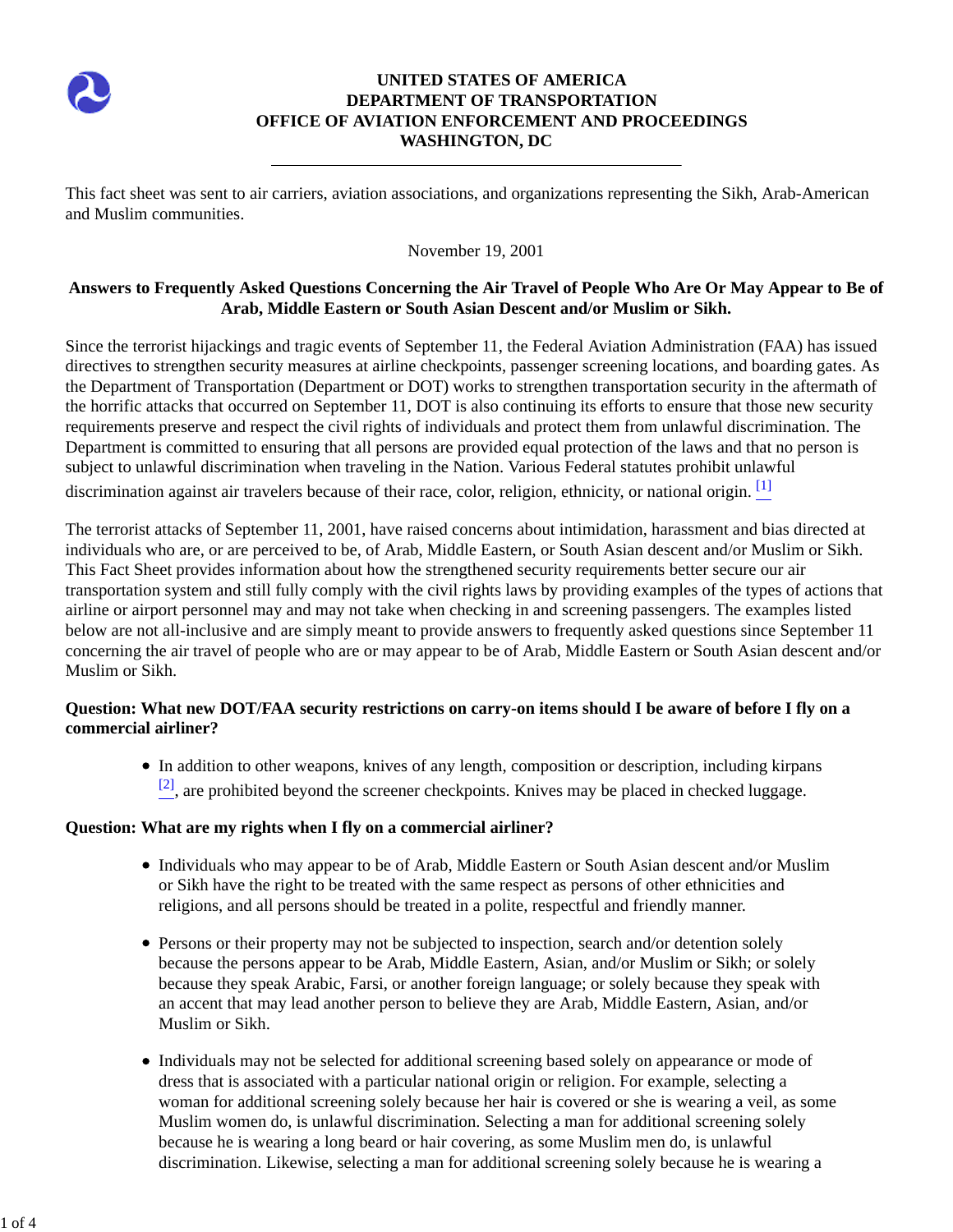**UNITED STATES OF AMERICA**
**DEPARTMENT OF TRANSPORTATION**
**OFFICE OF AVIATION ENFORCEMENT AND PROCEEDINGS**
**WASHINGTON, DC**

---

This fact sheet was sent to air carriers, aviation associations, and organizations representing the Sikh, Arab-American and Muslim communities.

November 19, 2001

**Answers to Frequently Asked Questions Concerning the Air Travel of People Who Are Or May Appear to Be of Arab, Middle Eastern or South Asian Descent and/or Muslim or Sikh.**

Since the terrorist hijackings and tragic events of September 11, the Federal Aviation Administration (FAA) has issued directives to strengthen security measures at airline checkpoints, passenger screening locations, and boarding gates. As the Department of Transportation (Department or DOT) works to strengthen transportation security in the aftermath of the horrific attacks that occurred on September 11, DOT is also continuing its efforts to ensure that those new security requirements preserve and respect the civil rights of individuals and protect them from unlawful discrimination. The Department is committed to ensuring that all persons are provided equal protection of the laws and that no person is subject to unlawful discrimination when traveling in the Nation. Various Federal statutes prohibit unlawful discrimination against air travelers because of their race, color, religion, ethnicity, or national origin. [1]

The terrorist attacks of September 11, 2001, have raised concerns about intimidation, harassment and bias directed at individuals who are, or are perceived to be, of Arab, Middle Eastern, or South Asian descent and/or Muslim or Sikh. This Fact Sheet provides information about how the strengthened security requirements better secure our air transportation system and still fully comply with the civil rights laws by providing examples of the types of actions that airline or airport personnel may and may not take when checking in and screening passengers. The examples listed below are not all-inclusive and are simply meant to provide answers to frequently asked questions since September 11 concerning the air travel of people who are or may appear to be of Arab, Middle Eastern or South Asian descent and/or Muslim or Sikh.

**Question: What new DOT/FAA security restrictions on carry-on items should I be aware of before I fly on a commercial airliner?**

- In addition to other weapons, knives of any length, composition or description, including kirpans [2], are prohibited beyond the screener checkpoints. Knives may be placed in checked luggage.

**Question: What are my rights when I fly on a commercial airliner?**

- Individuals who may appear to be of Arab, Middle Eastern or South Asian descent and/or Muslim or Sikh have the right to be treated with the same respect as persons of other ethnicities and religions, and all persons should be treated in a polite, respectful and friendly manner.

- Persons or their property may not be subjected to inspection, search and/or detention solely because the persons appear to be Arab, Middle Eastern, Asian, and/or Muslim or Sikh; or solely because they speak Arabic, Farsi, or another foreign language; or solely because they speak with an accent that may lead another person to believe they are Arab, Middle Eastern, Asian, and/or Muslim or Sikh.

- Individuals may not be selected for additional screening based solely on appearance or mode of dress that is associated with a particular national origin or religion. For example, selecting a woman for additional screening solely because her hair is covered or she is wearing a veil, as some Muslim women do, is unlawful discrimination. Selecting a man for additional screening solely because he is wearing a long beard or hair covering, as some Muslim men do, is unlawful discrimination. Likewise, selecting a man for additional screening solely because he is wearing a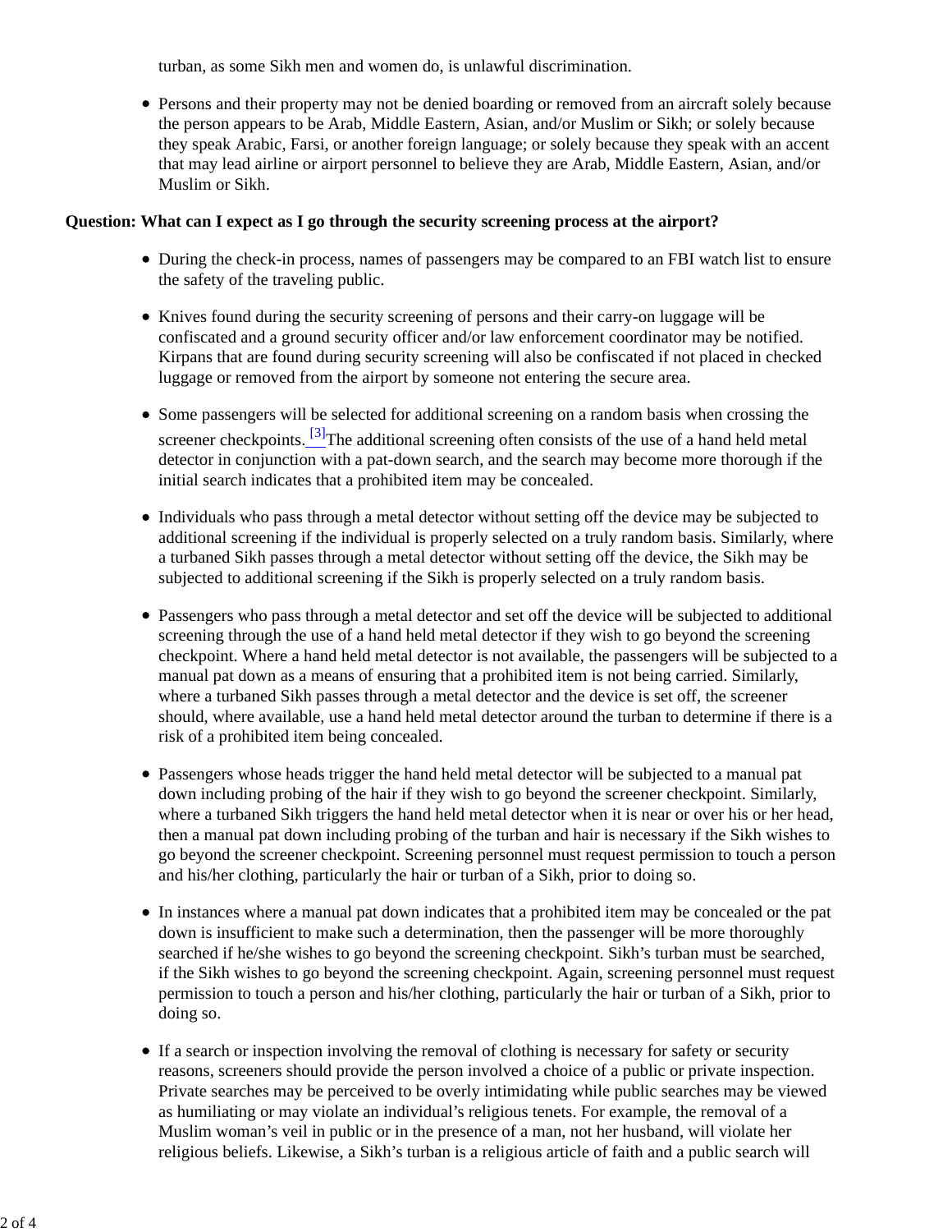turban, as some Sikh men and women do, is unlawful discrimination.

- Persons and their property may not be denied boarding or removed from an aircraft solely because the person appears to be Arab, Middle Eastern, Asian, and/or Muslim or Sikh; or solely because they speak Arabic, Farsi, or another foreign language; or solely because they speak with an accent that may lead airline or airport personnel to believe they are Arab, Middle Eastern, Asian, and/or Muslim or Sikh.

**Question: What can I expect as I go through the security screening process at the airport?**

- During the check-in process, names of passengers may be compared to an FBI watch list to ensure the safety of the traveling public.
- Knives found during the security screening of persons and their carry-on luggage will be confiscated and a ground security officer and/or law enforcement coordinator may be notified. Kirpans that are found during security screening will also be confiscated if not placed in checked luggage or removed from the airport by someone not entering the secure area.
- Some passengers will be selected for additional screening on a random basis when crossing the screener checkpoints. [3]The additional screening often consists of the use of a hand held metal detector in conjunction with a pat-down search, and the search may become more thorough if the initial search indicates that a prohibited item may be concealed.
- Individuals who pass through a metal detector without setting off the device may be subjected to additional screening if the individual is properly selected on a truly random basis. Similarly, where a turbaned Sikh passes through a metal detector without setting off the device, the Sikh may be subjected to additional screening if the Sikh is properly selected on a truly random basis.
- Passengers who pass through a metal detector and set off the device will be subjected to additional screening through the use of a hand held metal detector if they wish to go beyond the screening checkpoint. Where a hand held metal detector is not available, the passengers will be subjected to a manual pat down as a means of ensuring that a prohibited item is not being carried. Similarly, where a turbaned Sikh passes through a metal detector and the device is set off, the screener should, where available, use a hand held metal detector around the turban to determine if there is a risk of a prohibited item being concealed.
- Passengers whose heads trigger the hand held metal detector will be subjected to a manual pat down including probing of the hair if they wish to go beyond the screener checkpoint. Similarly, where a turbaned Sikh triggers the hand held metal detector when it is near or over his or her head, then a manual pat down including probing of the turban and hair is necessary if the Sikh wishes to go beyond the screener checkpoint. Screening personnel must request permission to touch a person and his/her clothing, particularly the hair or turban of a Sikh, prior to doing so.
- In instances where a manual pat down indicates that a prohibited item may be concealed or the pat down is insufficient to make such a determination, then the passenger will be more thoroughly searched if he/she wishes to go beyond the screening checkpoint. Sikh's turban must be searched, if the Sikh wishes to go beyond the screening checkpoint. Again, screening personnel must request permission to touch a person and his/her clothing, particularly the hair or turban of a Sikh, prior to doing so.
- If a search or inspection involving the removal of clothing is necessary for safety or security reasons, screeners should provide the person involved a choice of a public or private inspection. Private searches may be perceived to be overly intimidating while public searches may be viewed as humiliating or may violate an individual's religious tenets. For example, the removal of a Muslim woman's veil in public or in the presence of a man, not her husband, will violate her religious beliefs. Likewise, a Sikh's turban is a religious article of faith and a public search will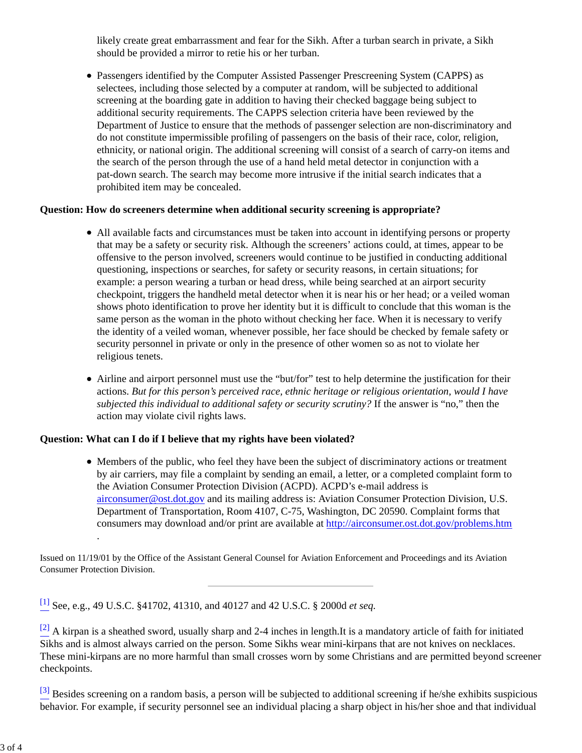likely create great embarrassment and fear for the Sikh. After a turban search in private, a Sikh should be provided a mirror to retie his or her turban.

- Passengers identified by the Computer Assisted Passenger Prescreening System (CAPPS) as selectees, including those selected by a computer at random, will be subjected to additional screening at the boarding gate in addition to having their checked baggage being subject to additional security requirements. The CAPPS selection criteria have been reviewed by the Department of Justice to ensure that the methods of passenger selection are non-discriminatory and do not constitute impermissible profiling of passengers on the basis of their race, color, religion, ethnicity, or national origin. The additional screening will consist of a search of carry-on items and the search of the person through the use of a hand held metal detector in conjunction with a pat-down search. The search may become more intrusive if the initial search indicates that a prohibited item may be concealed.

**Question: How do screeners determine when additional security screening is appropriate?**

- All available facts and circumstances must be taken into account in identifying persons or property that may be a safety or security risk. Although the screeners' actions could, at times, appear to be offensive to the person involved, screeners would continue to be justified in conducting additional questioning, inspections or searches, for safety or security reasons, in certain situations; for example: a person wearing a turban or head dress, while being searched at an airport security checkpoint, triggers the handheld metal detector when it is near his or her head; or a veiled woman shows photo identification to prove her identity but it is difficult to conclude that this woman is the same person as the woman in the photo without checking her face. When it is necessary to verify the identity of a veiled woman, whenever possible, her face should be checked by female safety or security personnel in private or only in the presence of other women so as not to violate her religious tenets.

- Airline and airport personnel must use the "but/for" test to help determine the justification for their actions. *But for this person's perceived race, ethnic heritage or religious orientation, would I have subjected this individual to additional safety or security scrutiny?* If the answer is "no," then the action may violate civil rights laws.

**Question: What can I do if I believe that my rights have been violated?**

- Members of the public, who feel they have been the subject of discriminatory actions or treatment by air carriers, may file a complaint by sending an email, a letter, or a completed complaint form to the Aviation Consumer Protection Division (ACPD). ACPD's e-mail address is airconsumer@ost.dot.gov and its mailing address is: Aviation Consumer Protection Division, U.S. Department of Transportation, Room 4107, C-75, Washington, DC 20590. Complaint forms that consumers may download and/or print are available at http://airconsumer.ost.dot.gov/problems.htm .

Issued on 11/19/01 by the Office of the Assistant General Counsel for Aviation Enforcement and Proceedings and its Aviation Consumer Protection Division.

---

[1] See, e.g., 49 U.S.C. §41702, 41310, and 40127 and 42 U.S.C. § 2000d *et seq.*

[2] A kirpan is a sheathed sword, usually sharp and 2-4 inches in length.It is a mandatory article of faith for initiated Sikhs and is almost always carried on the person. Some Sikhs wear mini-kirpans that are not knives on necklaces. These mini-kirpans are no more harmful than small crosses worn by some Christians and are permitted beyond screener checkpoints.

[3] Besides screening on a random basis, a person will be subjected to additional screening if he/she exhibits suspicious behavior. For example, if security personnel see an individual placing a sharp object in his/her shoe and that individual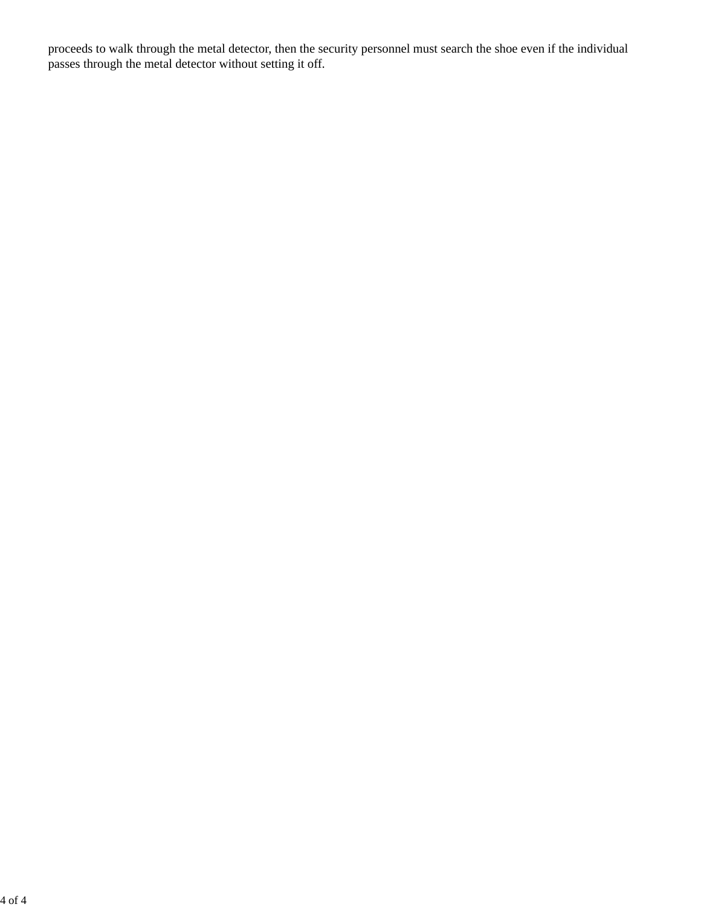proceeds to walk through the metal detector, then the security personnel must search the shoe even if the individual passes through the metal detector without setting it off.